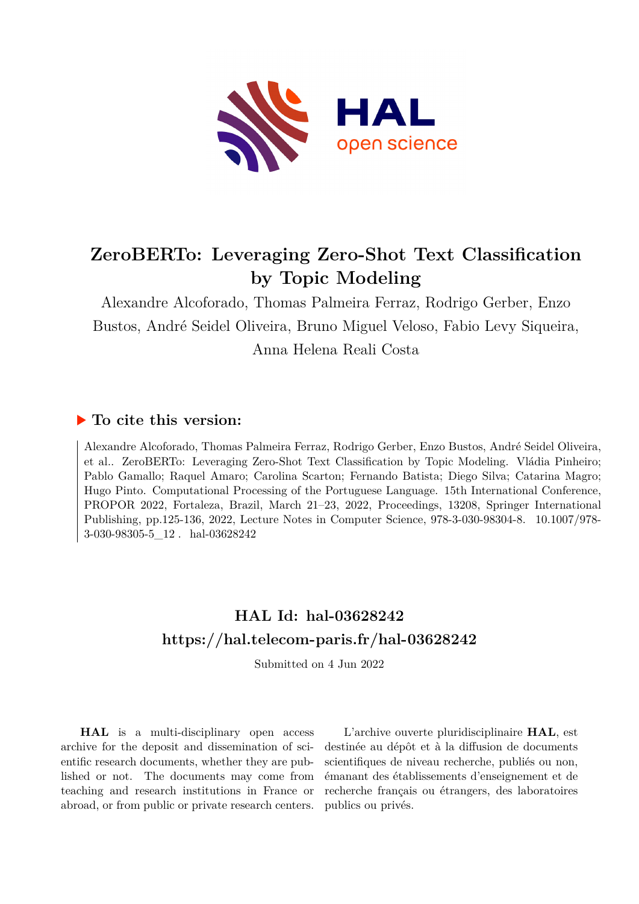# ZeroBERTo: Leveraging Zero-Shot Text Classification by Topic Modeling

Alexandre Alcoforado, Thomas Palmeira Ferraz, Rodrigo Gerber, Enzo Bustos, André Seidel Oliveira, Bruno Miguel Veloso, Fabio Levy Siqueira, Anna Helena Reali Costa

## ▶ To cite this version:

Alexandre Alcoforado, Thomas Palmeira Ferraz, Rodrigo Gerber, Enzo Bustos, André Seidel Oliveira, et al.. ZeroBERTo: Leveraging Zero-Shot Text Classification by Topic Modeling. Vládia Pinheiro; Pablo Gamallo; Raquel Amaro; Carolina Scarton; Fernando Batista; Diego Silva; Catarina Magro; Hugo Pinto. Computational Processing of the Portuguese Language. 15th International Conference, PROPOR 2022, Fortaleza, Brazil, March 21–23, 2022, Proceedings, 13208, Springer International Publishing, pp.125-136, 2022, Lecture Notes in Computer Science, 978-3-030-98304-8. 10.1007/978-3-030-98305-5_12 . hal-03628242

## HAL Id: hal-03628242

## https://hal.telecom-paris.fr/hal-03628242

Submitted on 4 Jun 2022

**HAL** is a multi-disciplinary open access archive for the deposit and dissemination of scientific research documents, whether they are published or not. The documents may come from teaching and research institutions in France or abroad, or from public or private research centers.

L'archive ouverte pluridisciplinaire **HAL**, est destinée au dépôt et à la diffusion de documents scientifiques de niveau recherche, publiés ou non, émanant des établissements d'enseignement et de recherche français ou étrangers, des laboratoires publics ou privés.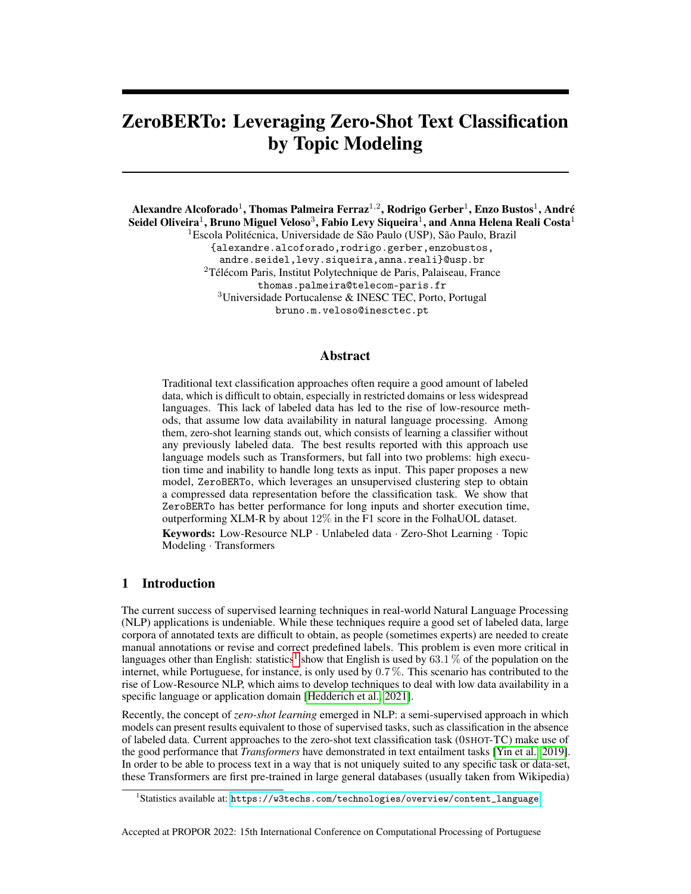# ZeroBERTo: Leveraging Zero-Shot Text Classification by Topic Modeling

**Alexandre Alcoforado[1], Thomas Palmeira Ferraz[1,2], Rodrigo Gerber[1], Enzo Bustos[1], André Seidel Oliveira[1], Bruno Miguel Veloso[3], Fabio Levy Siqueira[1], and Anna Helena Reali Costa[1]**

[1]Escola Politécnica, Universidade de São Paulo (USP), São Paulo, Brazil
{alexandre.alcoforado,rodrigo.gerber,enzobustos, andre.seidel,levy.siqueira,anna.reali}@usp.br

[2]Télécom Paris, Institut Polytechnique de Paris, Palaiseau, France
thomas.palmeira@telecom-paris.fr

[3]Universidade Portucalense & INESC TEC, Porto, Portugal
bruno.m.veloso@inesctec.pt

## Abstract

Traditional text classification approaches often require a good amount of labeled data, which is difficult to obtain, especially in restricted domains or less widespread languages. This lack of labeled data has led to the rise of low-resource methods, that assume low data availability in natural language processing. Among them, zero-shot learning stands out, which consists of learning a classifier without any previously labeled data. The best results reported with this approach use language models such as Transformers, but fall into two problems: high execution time and inability to handle long texts as input. This paper proposes a new model, `ZeroBERTo`, which leverages an unsupervised clustering step to obtain a compressed data representation before the classification task. We show that `ZeroBERTo` has better performance for long inputs and shorter execution time, outperforming XLM-R by about $12\%$ in the F1 score in the FolhaUOL dataset.

**Keywords:** Low-Resource NLP · Unlabeled data · Zero-Shot Learning · Topic Modeling · Transformers

## 1 Introduction

The current success of supervised learning techniques in real-world Natural Language Processing (NLP) applications is undeniable. While these techniques require a good set of labeled data, large corpora of annotated texts are difficult to obtain, as people (sometimes experts) are needed to create manual annotations or revise and correct predefined labels. This problem is even more critical in languages other than English: statistics[1] show that English is used by $63.1\,\%$ of the population on the internet, while Portuguese, for instance, is only used by $0.7\,\%$. This scenario has contributed to the rise of Low-Resource NLP, which aims to develop techniques to deal with low data availability in a specific language or application domain [Hedderich et al., 2021].

Recently, the concept of *zero-shot learning* emerged in NLP: a semi-supervised approach in which models can present results equivalent to those of supervised tasks, such as classification in the absence of labeled data. Current approaches to the zero-shot text classification task (0SHOT-TC) make use of the good performance that *Transformers* have demonstrated in text entailment tasks [Yin et al., 2019]. In order to be able to process text in a way that is not uniquely suited to any specific task or data-set, these Transformers are first pre-trained in large general databases (usually taken from Wikipedia)

[1]Statistics available at: https://w3techs.com/technologies/overview/content_language

Accepted at PROPOR 2022: 15th International Conference on Computational Processing of Portuguese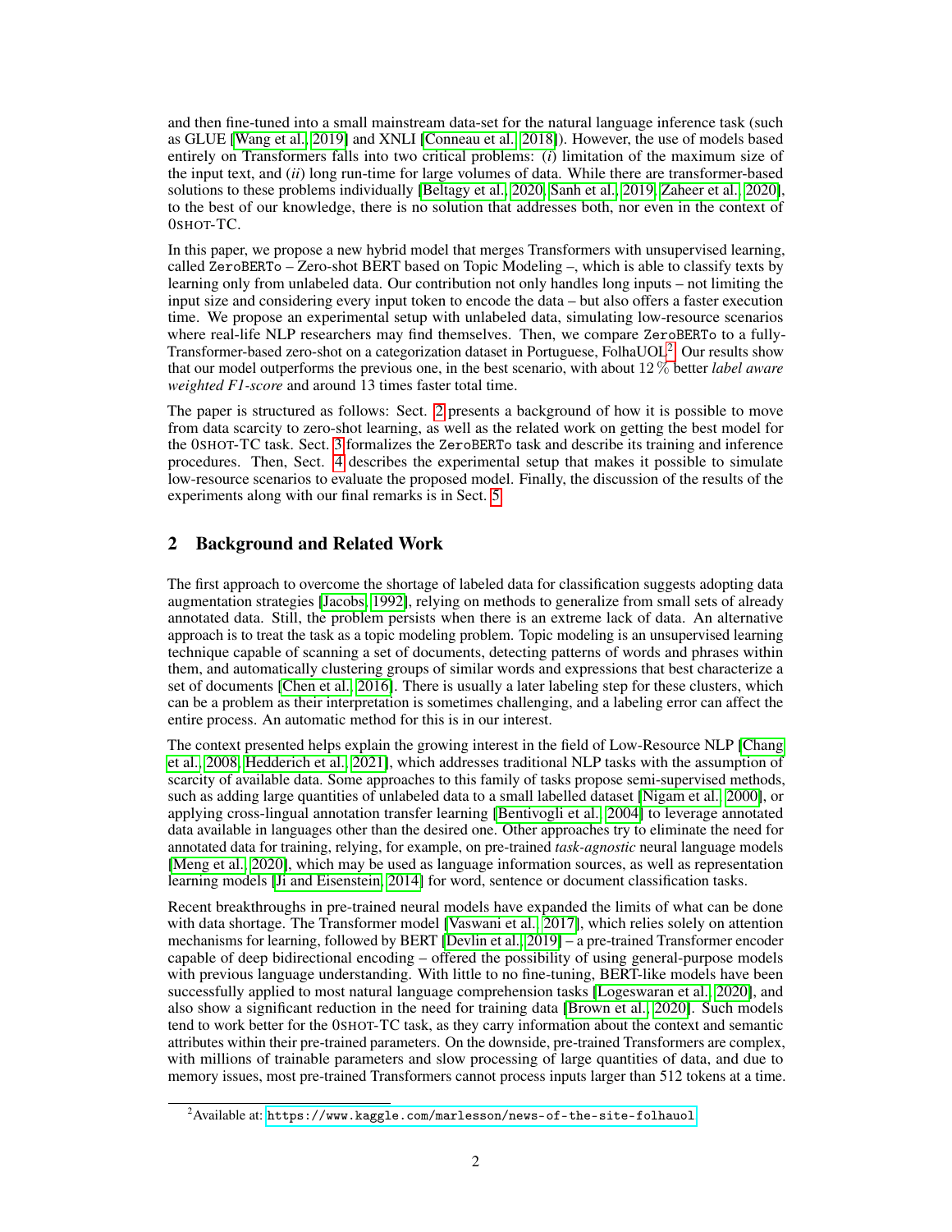and then fine-tuned into a small mainstream data-set for the natural language inference task (such as GLUE [Wang et al., 2019] and XNLI [Conneau et al., 2018]). However, the use of models based entirely on Transformers falls into two critical problems: (*i*) limitation of the maximum size of the input text, and (*ii*) long run-time for large volumes of data. While there are transformer-based solutions to these problems individually [Beltagy et al., 2020, Sanh et al., 2019, Zaheer et al., 2020], to the best of our knowledge, there is no solution that addresses both, nor even in the context of 0SHOT-TC.

In this paper, we propose a new hybrid model that merges Transformers with unsupervised learning, called ZeroBERTo – Zero-shot BERT based on Topic Modeling –, which is able to classify texts by learning only from unlabeled data. Our contribution not only handles long inputs – not limiting the input size and considering every input token to encode the data – but also offers a faster execution time. We propose an experimental setup with unlabeled data, simulating low-resource scenarios where real-life NLP researchers may find themselves. Then, we compare ZeroBERTo to a fully-Transformer-based zero-shot on a categorization dataset in Portuguese, FolhaUOL[2]. Our results show that our model outperforms the previous one, in the best scenario, with about 12 % better *label aware weighted F1-score* and around 13 times faster total time.

The paper is structured as follows: Sect. 2 presents a background of how it is possible to move from data scarcity to zero-shot learning, as well as the related work on getting the best model for the 0SHOT-TC task. Sect. 3 formalizes the ZeroBERTo task and describe its training and inference procedures. Then, Sect. 4 describes the experimental setup that makes it possible to simulate low-resource scenarios to evaluate the proposed model. Finally, the discussion of the results of the experiments along with our final remarks is in Sect. 5.

## 2 Background and Related Work

The first approach to overcome the shortage of labeled data for classification suggests adopting data augmentation strategies [Jacobs, 1992], relying on methods to generalize from small sets of already annotated data. Still, the problem persists when there is an extreme lack of data. An alternative approach is to treat the task as a topic modeling problem. Topic modeling is an unsupervised learning technique capable of scanning a set of documents, detecting patterns of words and phrases within them, and automatically clustering groups of similar words and expressions that best characterize a set of documents [Chen et al., 2016]. There is usually a later labeling step for these clusters, which can be a problem as their interpretation is sometimes challenging, and a labeling error can affect the entire process. An automatic method for this is in our interest.

The context presented helps explain the growing interest in the field of Low-Resource NLP [Chang et al., 2008, Hedderich et al., 2021], which addresses traditional NLP tasks with the assumption of scarcity of available data. Some approaches to this family of tasks propose semi-supervised methods, such as adding large quantities of unlabeled data to a small labelled dataset [Nigam et al., 2000], or applying cross-lingual annotation transfer learning [Bentivogli et al., 2004] to leverage annotated data available in languages other than the desired one. Other approaches try to eliminate the need for annotated data for training, relying, for example, on pre-trained *task-agnostic* neural language models [Meng et al., 2020], which may be used as language information sources, as well as representation learning models [Ji and Eisenstein, 2014] for word, sentence or document classification tasks.

Recent breakthroughs in pre-trained neural models have expanded the limits of what can be done with data shortage. The Transformer model [Vaswani et al., 2017], which relies solely on attention mechanisms for learning, followed by BERT [Devlin et al., 2019] – a pre-trained Transformer encoder capable of deep bidirectional encoding – offered the possibility of using general-purpose models with previous language understanding. With little to no fine-tuning, BERT-like models have been successfully applied to most natural language comprehension tasks [Logeswaran et al., 2020], and also show a significant reduction in the need for training data [Brown et al., 2020]. Such models tend to work better for the 0SHOT-TC task, as they carry information about the context and semantic attributes within their pre-trained parameters. On the downside, pre-trained Transformers are complex, with millions of trainable parameters and slow processing of large quantities of data, and due to memory issues, most pre-trained Transformers cannot process inputs larger than 512 tokens at a time.

[2] Available at: https://www.kaggle.com/marlesson/news-of-the-site-folhauol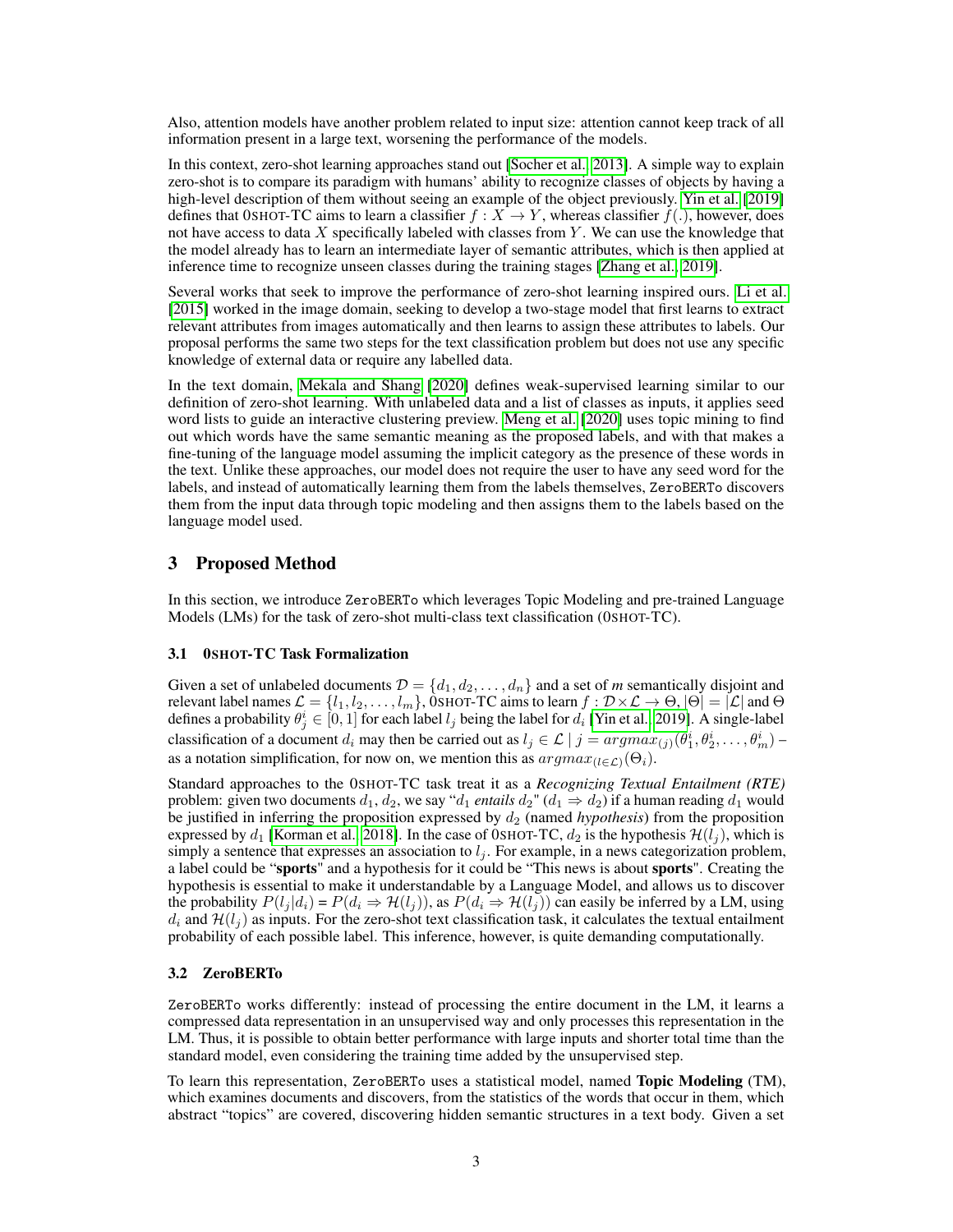Also, attention models have another problem related to input size: attention cannot keep track of all information present in a large text, worsening the performance of the models.

In this context, zero-shot learning approaches stand out [Socher et al., 2013]. A simple way to explain zero-shot is to compare its paradigm with humans' ability to recognize classes of objects by having a high-level description of them without seeing an example of the object previously. Yin et al. [2019] defines that 0SHOT-TC aims to learn a classifier $f : X \rightarrow Y$, whereas classifier $f(.)$, however, does not have access to data $X$ specifically labeled with classes from $Y$. We can use the knowledge that the model already has to learn an intermediate layer of semantic attributes, which is then applied at inference time to recognize unseen classes during the training stages [Zhang et al., 2019].

Several works that seek to improve the performance of zero-shot learning inspired ours. Li et al. [2015] worked in the image domain, seeking to develop a two-stage model that first learns to extract relevant attributes from images automatically and then learns to assign these attributes to labels. Our proposal performs the same two steps for the text classification problem but does not use any specific knowledge of external data or require any labelled data.

In the text domain, Mekala and Shang [2020] defines weak-supervised learning similar to our definition of zero-shot learning. With unlabeled data and a list of classes as inputs, it applies seed word lists to guide an interactive clustering preview. Meng et al. [2020] uses topic mining to find out which words have the same semantic meaning as the proposed labels, and with that makes a fine-tuning of the language model assuming the implicit category as the presence of these words in the text. Unlike these approaches, our model does not require the user to have any seed word for the labels, and instead of automatically learning them from the labels themselves, ZeroBERTo discovers them from the input data through topic modeling and then assigns them to the labels based on the language model used.

## 3 Proposed Method

In this section, we introduce ZeroBERTo which leverages Topic Modeling and pre-trained Language Models (LMs) for the task of zero-shot multi-class text classification (0SHOT-TC).

### 3.1 0SHOT-TC Task Formalization

Given a set of unlabeled documents $\mathcal{D} = \{d_1, d_2, \ldots, d_n\}$ and a set of *m* semantically disjoint and relevant label names $\mathcal{L} = \{l_1, l_2, \ldots, l_m\}$, 0SHOT-TC aims to learn $f : \mathcal{D} \times \mathcal{L} \rightarrow \Theta$, $|\Theta| = |\mathcal{L}|$ and $\Theta$ defines a probability $\theta^i_j \in [0, 1]$ for each label $l_j$ being the label for $d_i$ [Yin et al., 2019]. A single-label classification of a document $d_i$ may then be carried out as $l_j \in \mathcal{L} \mid j = argmax_{(j)}(\theta^i_1, \theta^i_2, \ldots, \theta^i_m)$ – as a notation simplification, for now on, we mention this as $argmax_{(l \in \mathcal{L})}(\Theta_i)$.

Standard approaches to the 0SHOT-TC task treat it as a *Recognizing Textual Entailment (RTE)* problem: given two documents $d_1, d_2$, we say "$d_1$ *entails* $d_2$" ($d_1 \Rightarrow d_2$) if a human reading $d_1$ would be justified in inferring the proposition expressed by $d_2$ (named *hypothesis*) from the proposition expressed by $d_1$ [Korman et al., 2018]. In the case of 0SHOT-TC, $d_2$ is the hypothesis $\mathcal{H}(l_j)$, which is simply a sentence that expresses an association to $l_j$. For example, in a news categorization problem, a label could be "**sports**" and a hypothesis for it could be "This news is about **sports**". Creating the hypothesis is essential to make it understandable by a Language Model, and allows us to discover the probability $P(l_j|d_i) = P(d_i \Rightarrow \mathcal{H}(l_j))$, as $P(d_i \Rightarrow \mathcal{H}(l_j))$ can easily be inferred by a LM, using $d_i$ and $\mathcal{H}(l_j)$ as inputs. For the zero-shot text classification task, it calculates the textual entailment probability of each possible label. This inference, however, is quite demanding computationally.

### 3.2 ZeroBERTo

ZeroBERTo works differently: instead of processing the entire document in the LM, it learns a compressed data representation in an unsupervised way and only processes this representation in the LM. Thus, it is possible to obtain better performance with large inputs and shorter total time than the standard model, even considering the training time added by the unsupervised step.

To learn this representation, ZeroBERTo uses a statistical model, named **Topic Modeling** (TM), which examines documents and discovers, from the statistics of the words that occur in them, which abstract "topics" are covered, discovering hidden semantic structures in a text body. Given a set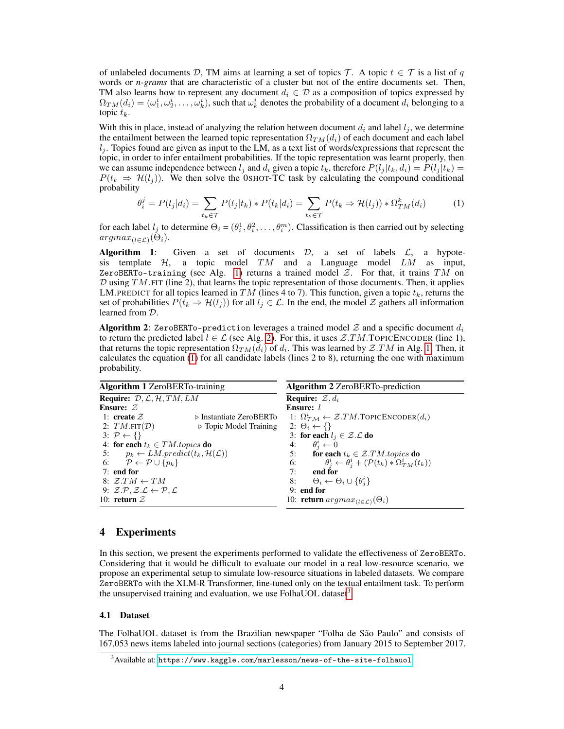of unlabeled documents $\mathcal{D}$, TM aims at learning a set of topics $\mathcal{T}$. A topic $t \in \mathcal{T}$ is a list of $q$ words or ***n-grams*** that are characteristic of a cluster but not of the entire documents set. Then, TM also learns how to represent any document $d_i \in \mathcal{D}$ as a composition of topics expressed by $\Omega_{TM}(d_i) = (\omega_1^i, \omega_2^i, \ldots, \omega_k^i)$, such that $\omega_k^i$ denotes the probability of a document $d_i$ belonging to a topic $t_k$.

With this in place, instead of analyzing the relation between document $d_i$ and label $l_j$, we determine the entailment between the learned topic representation $\Omega_{TM}(d_i)$ of each document and each label $l_j$. Topics found are given as input to the LM, as a text list of words/expressions that represent the topic, in order to infer entailment probabilities. If the topic representation was learnt properly, then we can assume independence between $l_j$ and $d_i$ given a topic $t_k$, therefore $P(l_j|t_k, d_i) = P(l_j|t_k) = P(t_k \Rightarrow \mathcal{H}(l_j))$. We then solve the 0SHOT-TC task by calculating the compound conditional probability

$$\theta_i^j = P(l_j|d_i) = \sum_{t_k \in \mathcal{T}} P(l_j|t_k) * P(t_k|d_i) = \sum_{t_k \in \mathcal{T}} P(t_k \Rightarrow \mathcal{H}(l_j)) * \Omega_{TM}^k(d_i) \tag{1}$$

for each label $l_j$ to determine $\Theta_i = (\theta_i^1, \theta_i^2, \ldots, \theta_i^m)$. Classification is then carried out by selecting $argmax_{(l \in \mathcal{L})}(\Theta_i)$.

**Algorithm 1**: Given a set of documents $\mathcal{D}$, a set of labels $\mathcal{L}$, a hypotesis template $\mathcal{H}$, a topic model $TM$ and a Language model $LM$ as input, `ZeroBERTo-training` (see Alg. 1) returns a trained model $\mathcal{Z}$. For that, it trains $TM$ on $\mathcal{D}$ using $TM$.FIT (line 2), that learns the topic representation of those documents. Then, it applies LM.PREDICT for all topics learned in $TM$ (lines 4 to 7). This function, given a topic $t_k$, returns the set of probabilities $P(t_k \Rightarrow \mathcal{H}(l_j))$ for all $l_j \in \mathcal{L}$. In the end, the model $\mathcal{Z}$ gathers all information learned from $\mathcal{D}$.

**Algorithm 2**: `ZeroBERTo-prediction` leverages a trained model $\mathcal{Z}$ and a specific document $d_i$ to return the predicted label $l \in \mathcal{L}$ (see Alg. 2). For this, it uses $\mathcal{Z}.TM$.TOPICENCODER (line 1), that returns the topic representation $\Omega_{TM}(d_i)$ of $d_i$. This was learned by $\mathcal{Z}.TM$ in Alg. 1. Then, it calculates the equation (1) for all candidate labels (lines 2 to 8), returning the one with maximum probability.

**Algorithm 1** ZeroBERTo-training

```
Require: D, L, H, TM, LM
Ensure: Z
 1: create Z                          ▷ Instantiate ZeroBERTo
 2: TM.FIT(D)                         ▷ Topic Model Training
 3: P ← {}
 4: for each t_k ∈ TM.topics do
 5:     p_k ← LM.predict(t_k, H(L))
 6:     P ← P ∪ {p_k}
 7: end for
 8: Z.TM ← TM
 9: Z.P, Z.L ← P, L
10: return Z
```

**Algorithm 2** ZeroBERTo-prediction

```
Require: Z, d_i
Ensure: l
 1: Ω^i_TM ← Z.TM.TOPICENCODER(d_i)
 2: Θ_i ← {}
 3: for each l_j ∈ Z.L do
 4:     θ^i_j ← 0
 5:     for each t_k ∈ Z.TM.topics do
 6:         θ^i_j ← θ^i_j + (P(t_k) * Ω^i_TM(t_k))
 7:     end for
 8:     Θ_i ← Θ_i ∪ {θ^i_j}
 9: end for
10: return argmax_(l∈L)(Θ_i)
```

## 4 Experiments

In this section, we present the experiments performed to validate the effectiveness of `ZeroBERTo`. Considering that it would be difficult to evaluate our model in a real low-resource scenario, we propose an experimental setup to simulate low-resource situations in labeled datasets. We compare `ZeroBERTo` with the XLM-R Transformer, fine-tuned only on the textual entailment task. To perform the unsupervised training and evaluation, we use FolhaUOL dataset[3].

### 4.1 Dataset

The FolhaUOL dataset is from the Brazilian newspaper "Folha de São Paulo" and consists of 167,053 news items labeled into journal sections (categories) from January 2015 to September 2017.

[3]Available at: https://www.kaggle.com/marlesson/news-of-the-site-folhauol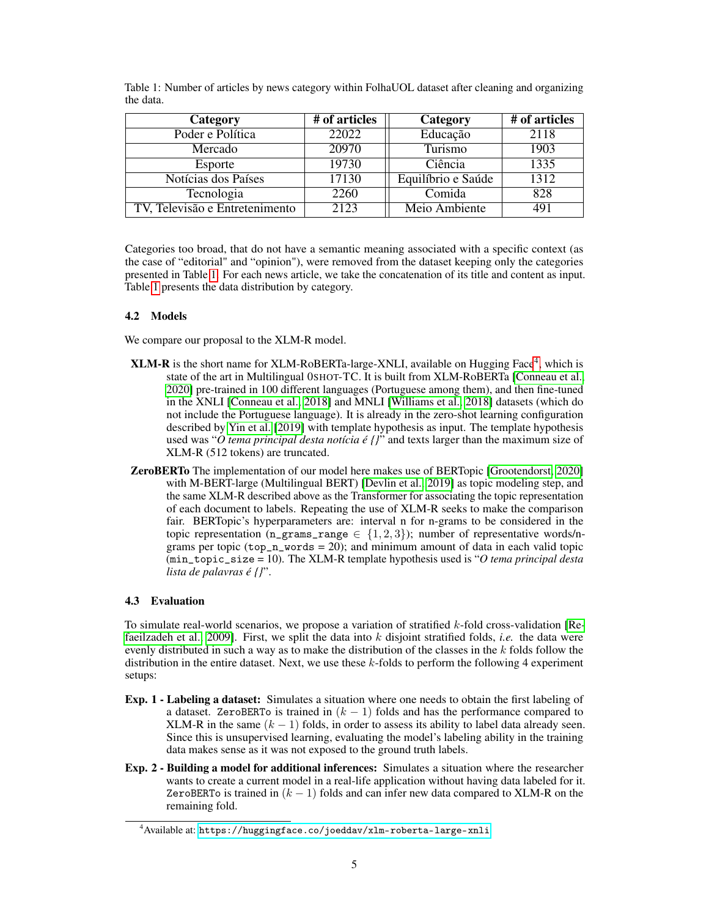Table 1: Number of articles by news category within FolhaUOL dataset after cleaning and organizing the data.

| Category | # of articles | Category | # of articles |
|---|---|---|---|
| Poder e Política | 22022 | Educação | 2118 |
| Mercado | 20970 | Turismo | 1903 |
| Esporte | 19730 | Ciência | 1335 |
| Notícias dos Países | 17130 | Equilíbrio e Saúde | 1312 |
| Tecnologia | 2260 | Comida | 828 |
| TV, Televisão e Entretenimento | 2123 | Meio Ambiente | 491 |

Categories too broad, that do not have a semantic meaning associated with a specific context (as the case of "editorial" and "opinion"), were removed from the dataset keeping only the categories presented in Table 1. For each news article, we take the concatenation of its title and content as input. Table 1 presents the data distribution by category.

### 4.2 Models

We compare our proposal to the XLM-R model.

**XLM-R** is the short name for XLM-RoBERTa-large-XNLI, available on Hugging Face[4], which is state of the art in Multilingual 0SHOT-TC. It is built from XLM-RoBERTa [Conneau et al., 2020] pre-trained in 100 different languages (Portuguese among them), and then fine-tuned in the XNLI [Conneau et al., 2018] and MNLI [Williams et al., 2018] datasets (which do not include the Portuguese language). It is already in the zero-shot learning configuration described by Yin et al. [2019] with template hypothesis as input. The template hypothesis used was "*O tema principal desta notícia é {}*" and texts larger than the maximum size of XLM-R (512 tokens) are truncated.

**ZeroBERTo** The implementation of our model here makes use of BERTopic [Grootendorst, 2020] with M-BERT-large (Multilingual BERT) [Devlin et al., 2019] as topic modeling step, and the same XLM-R described above as the Transformer for associating the topic representation of each document to labels. Repeating the use of XLM-R seeks to make the comparison fair. BERTopic's hyperparameters are: interval n for n-grams to be considered in the topic representation (`n_grams_range` $\in \{1, 2, 3\}$); number of representative words/n-grams per topic (`top_n_words` = 20); and minimum amount of data in each valid topic (`min_topic_size` = 10). The XLM-R template hypothesis used is "*O tema principal desta lista de palavras é {}*".

### 4.3 Evaluation

To simulate real-world scenarios, we propose a variation of stratified $k$-fold cross-validation [Refaeilzadeh et al., 2009]. First, we split the data into $k$ disjoint stratified folds, *i.e.* the data were evenly distributed in such a way as to make the distribution of the classes in the $k$ folds follow the distribution in the entire dataset. Next, we use these $k$-folds to perform the following 4 experiment setups:

**Exp. 1 - Labeling a dataset:** Simulates a situation where one needs to obtain the first labeling of a dataset. `ZeroBERTo` is trained in $(k - 1)$ folds and has the performance compared to XLM-R in the same $(k - 1)$ folds, in order to assess its ability to label data already seen. Since this is unsupervised learning, evaluating the model's labeling ability in the training data makes sense as it was not exposed to the ground truth labels.

**Exp. 2 - Building a model for additional inferences:** Simulates a situation where the researcher wants to create a current model in a real-life application without having data labeled for it. `ZeroBERTo` is trained in $(k - 1)$ folds and can infer new data compared to XLM-R on the remaining fold.

[4]Available at: https://huggingface.co/joeddav/xlm-roberta-large-xnli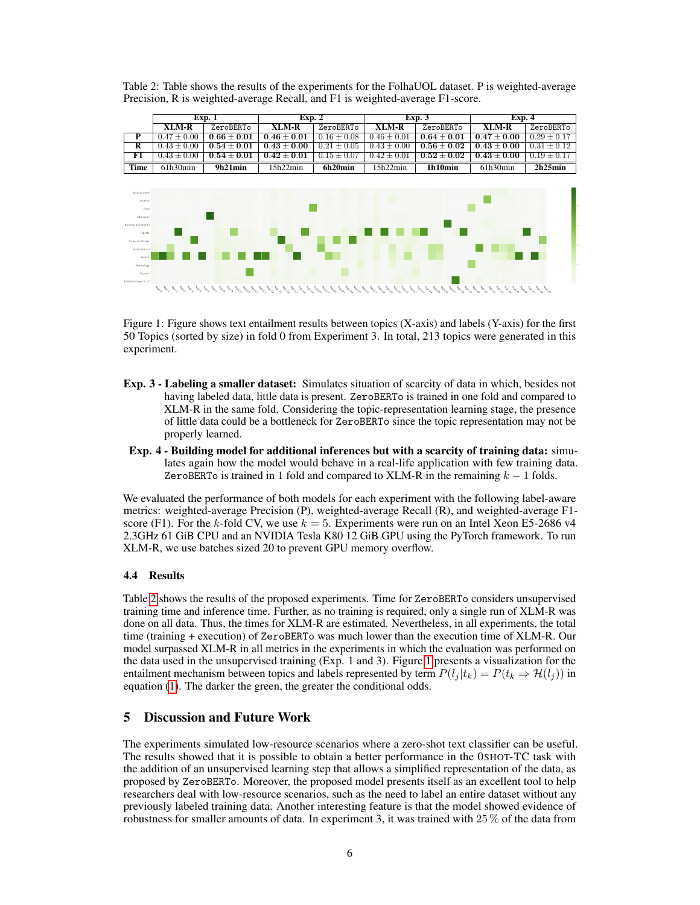Table 2: Table shows the results of the experiments for the FolhaUOL dataset. P is weighted-average Precision, R is weighted-average Recall, and F1 is weighted-average F1-score.

| | Exp. 1 | | Exp. 2 | | Exp. 3 | | Exp. 4 | |
|---|---|---|---|---|---|---|---|---|
| | **XLM-R** | ZeroBERTo | **XLM-R** | ZeroBERTo | **XLM-R** | ZeroBERTo | **XLM-R** | ZeroBERTo |
| **P** | $0.47 \pm 0.00$ | $\mathbf{0.66 \pm 0.01}$ | $\mathbf{0.46 \pm 0.01}$ | $0.16 \pm 0.08$ | $0.46 \pm 0.01$ | $\mathbf{0.64 \pm 0.01}$ | $\mathbf{0.47 \pm 0.00}$ | $0.29 \pm 0.17$ |
| **R** | $0.43 \pm 0.00$ | $\mathbf{0.54 \pm 0.01}$ | $\mathbf{0.43 \pm 0.00}$ | $0.21 \pm 0.05$ | $0.43 \pm 0.00$ | $\mathbf{0.56 \pm 0.02}$ | $\mathbf{0.43 \pm 0.00}$ | $0.31 \pm 0.12$ |
| **F1** | $0.43 \pm 0.00$ | $\mathbf{0.54 \pm 0.01}$ | $\mathbf{0.42 \pm 0.01}$ | $0.15 \pm 0.07$ | $0.42 \pm 0.01$ | $\mathbf{0.52 \pm 0.02}$ | $\mathbf{0.43 \pm 0.00}$ | $0.19 \pm 0.17$ |
| **Time** | 61h30min | **9h21min** | 15h22min | **6h20min** | 15h22min | **1h10min** | 61h30min | **2h25min** |

Figure 1: Figure shows text entailment results between topics (X-axis) and labels (Y-axis) for the first 50 Topics (sorted by size) in fold 0 from Experiment 3. In total, 213 topics were generated in this experiment.

- **Exp. 3 - Labeling a smaller dataset:** Simulates situation of scarcity of data in which, besides not having labeled data, little data is present. ZeroBERTo is trained in one fold and compared to XLM-R in the same fold. Considering the topic-representation learning stage, the presence of little data could be a bottleneck for ZeroBERTo since the topic representation may not be properly learned.
- **Exp. 4 - Building model for additional inferences but with a scarcity of training data:** simulates again how the model would behave in a real-life application with few training data. ZeroBERTo is trained in 1 fold and compared to XLM-R in the remaining $k - 1$ folds.

We evaluated the performance of both models for each experiment with the following label-aware metrics: weighted-average Precision (P), weighted-average Recall (R), and weighted-average F1-score (F1). For the $k$-fold CV, we use $k = 5$. Experiments were run on an Intel Xeon E5-2686 v4 2.3GHz 61 GiB CPU and an NVIDIA Tesla K80 12 GiB GPU using the PyTorch framework. To run XLM-R, we use batches sized 20 to prevent GPU memory overflow.

### 4.4 Results

Table 2 shows the results of the proposed experiments. Time for ZeroBERTo considers unsupervised training time and inference time. Further, as no training is required, only a single run of XLM-R was done on all data. Thus, the times for XLM-R are estimated. Nevertheless, in all experiments, the total time (training + execution) of ZeroBERTo was much lower than the execution time of XLM-R. Our model surpassed XLM-R in all metrics in the experiments in which the evaluation was performed on the data used in the unsupervised training (Exp. 1 and 3). Figure 1 presents a visualization for the entailment mechanism between topics and labels represented by term $P(l_j|t_k) = P(t_k \Rightarrow \mathcal{H}(l_j))$ in equation (1). The darker the green, the greater the conditional odds.

## 5 Discussion and Future Work

The experiments simulated low-resource scenarios where a zero-shot text classifier can be useful. The results showed that it is possible to obtain a better performance in the 0SHOT-TC task with the addition of an unsupervised learning step that allows a simplified representation of the data, as proposed by ZeroBERTo. Moreover, the proposed model presents itself as an excellent tool to help researchers deal with low-resource scenarios, such as the need to label an entire dataset without any previously labeled training data. Another interesting feature is that the model showed evidence of robustness for smaller amounts of data. In experiment 3, it was trained with 25 % of the data from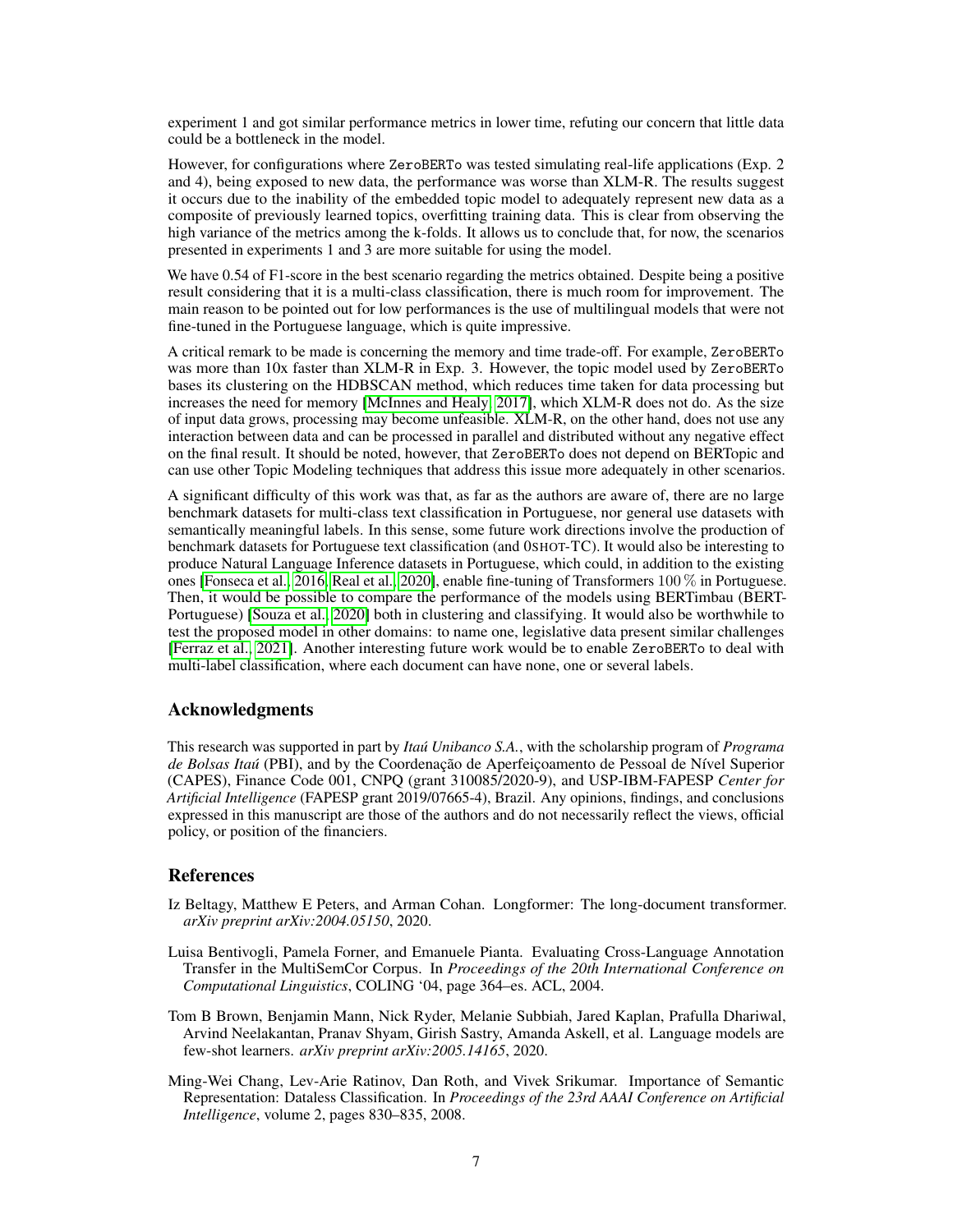experiment 1 and got similar performance metrics in lower time, refuting our concern that little data could be a bottleneck in the model.

However, for configurations where ZeroBERTo was tested simulating real-life applications (Exp. 2 and 4), being exposed to new data, the performance was worse than XLM-R. The results suggest it occurs due to the inability of the embedded topic model to adequately represent new data as a composite of previously learned topics, overfitting training data. This is clear from observing the high variance of the metrics among the k-folds. It allows us to conclude that, for now, the scenarios presented in experiments 1 and 3 are more suitable for using the model.

We have 0.54 of F1-score in the best scenario regarding the metrics obtained. Despite being a positive result considering that it is a multi-class classification, there is much room for improvement. The main reason to be pointed out for low performances is the use of multilingual models that were not fine-tuned in the Portuguese language, which is quite impressive.

A critical remark to be made is concerning the memory and time trade-off. For example, ZeroBERTo was more than 10x faster than XLM-R in Exp. 3. However, the topic model used by ZeroBERTo bases its clustering on the HDBSCAN method, which reduces time taken for data processing but increases the need for memory [McInnes and Healy, 2017], which XLM-R does not do. As the size of input data grows, processing may become unfeasible. XLM-R, on the other hand, does not use any interaction between data and can be processed in parallel and distributed without any negative effect on the final result. It should be noted, however, that ZeroBERTo does not depend on BERTopic and can use other Topic Modeling techniques that address this issue more adequately in other scenarios.

A significant difficulty of this work was that, as far as the authors are aware of, there are no large benchmark datasets for multi-class text classification in Portuguese, nor general use datasets with semantically meaningful labels. In this sense, some future work directions involve the production of benchmark datasets for Portuguese text classification (and 0SHOT-TC). It would also be interesting to produce Natural Language Inference datasets in Portuguese, which could, in addition to the existing ones [Fonseca et al., 2016, Real et al., 2020], enable fine-tuning of Transformers 100 % in Portuguese. Then, it would be possible to compare the performance of the models using BERTimbau (BERT-Portuguese) [Souza et al., 2020] both in clustering and classifying. It would also be worthwhile to test the proposed model in other domains: to name one, legislative data present similar challenges [Ferraz et al., 2021]. Another interesting future work would be to enable ZeroBERTo to deal with multi-label classification, where each document can have none, one or several labels.

## Acknowledgments

This research was supported in part by *Itaú Unibanco S.A.*, with the scholarship program of *Programa de Bolsas Itaú* (PBI), and by the Coordenação de Aperfeiçoamento de Pessoal de Nível Superior (CAPES), Finance Code 001, CNPQ (grant 310085/2020-9), and USP-IBM-FAPESP *Center for Artificial Intelligence* (FAPESP grant 2019/07665-4), Brazil. Any opinions, findings, and conclusions expressed in this manuscript are those of the authors and do not necessarily reflect the views, official policy, or position of the financiers.

## References

Iz Beltagy, Matthew E Peters, and Arman Cohan. Longformer: The long-document transformer. *arXiv preprint arXiv:2004.05150*, 2020.

Luisa Bentivogli, Pamela Forner, and Emanuele Pianta. Evaluating Cross-Language Annotation Transfer in the MultiSemCor Corpus. In *Proceedings of the 20th International Conference on Computational Linguistics*, COLING '04, page 364–es. ACL, 2004.

Tom B Brown, Benjamin Mann, Nick Ryder, Melanie Subbiah, Jared Kaplan, Prafulla Dhariwal, Arvind Neelakantan, Pranav Shyam, Girish Sastry, Amanda Askell, et al. Language models are few-shot learners. *arXiv preprint arXiv:2005.14165*, 2020.

Ming-Wei Chang, Lev-Arie Ratinov, Dan Roth, and Vivek Srikumar. Importance of Semantic Representation: Dataless Classification. In *Proceedings of the 23rd AAAI Conference on Artificial Intelligence*, volume 2, pages 830–835, 2008.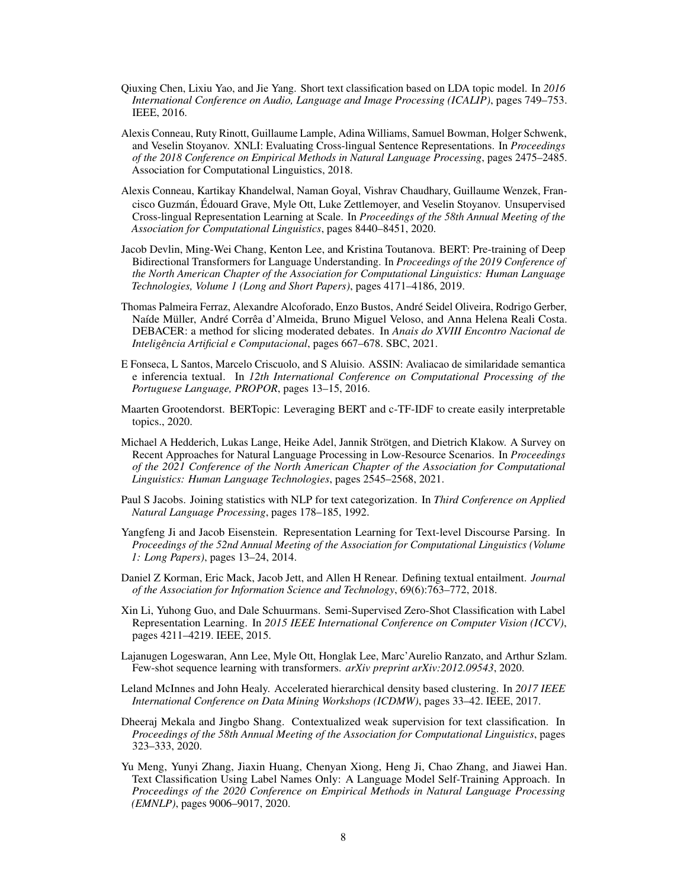Qiuxing Chen, Lixiu Yao, and Jie Yang. Short text classification based on LDA topic model. In *2016 International Conference on Audio, Language and Image Processing (ICALIP)*, pages 749–753. IEEE, 2016.

Alexis Conneau, Ruty Rinott, Guillaume Lample, Adina Williams, Samuel Bowman, Holger Schwenk, and Veselin Stoyanov. XNLI: Evaluating Cross-lingual Sentence Representations. In *Proceedings of the 2018 Conference on Empirical Methods in Natural Language Processing*, pages 2475–2485. Association for Computational Linguistics, 2018.

Alexis Conneau, Kartikay Khandelwal, Naman Goyal, Vishrav Chaudhary, Guillaume Wenzek, Francisco Guzmán, Édouard Grave, Myle Ott, Luke Zettlemoyer, and Veselin Stoyanov. Unsupervised Cross-lingual Representation Learning at Scale. In *Proceedings of the 58th Annual Meeting of the Association for Computational Linguistics*, pages 8440–8451, 2020.

Jacob Devlin, Ming-Wei Chang, Kenton Lee, and Kristina Toutanova. BERT: Pre-training of Deep Bidirectional Transformers for Language Understanding. In *Proceedings of the 2019 Conference of the North American Chapter of the Association for Computational Linguistics: Human Language Technologies, Volume 1 (Long and Short Papers)*, pages 4171–4186, 2019.

Thomas Palmeira Ferraz, Alexandre Alcoforado, Enzo Bustos, André Seidel Oliveira, Rodrigo Gerber, Naíde Müller, André Corrêa d'Almeida, Bruno Miguel Veloso, and Anna Helena Reali Costa. DEBACER: a method for slicing moderated debates. In *Anais do XVIII Encontro Nacional de Inteligência Artificial e Computacional*, pages 667–678. SBC, 2021.

E Fonseca, L Santos, Marcelo Criscuolo, and S Aluisio. ASSIN: Avaliacao de similaridade semantica e inferencia textual. In *12th International Conference on Computational Processing of the Portuguese Language, PROPOR*, pages 13–15, 2016.

Maarten Grootendorst. BERTopic: Leveraging BERT and c-TF-IDF to create easily interpretable topics., 2020.

Michael A Hedderich, Lukas Lange, Heike Adel, Jannik Strötgen, and Dietrich Klakow. A Survey on Recent Approaches for Natural Language Processing in Low-Resource Scenarios. In *Proceedings of the 2021 Conference of the North American Chapter of the Association for Computational Linguistics: Human Language Technologies*, pages 2545–2568, 2021.

Paul S Jacobs. Joining statistics with NLP for text categorization. In *Third Conference on Applied Natural Language Processing*, pages 178–185, 1992.

Yangfeng Ji and Jacob Eisenstein. Representation Learning for Text-level Discourse Parsing. In *Proceedings of the 52nd Annual Meeting of the Association for Computational Linguistics (Volume 1: Long Papers)*, pages 13–24, 2014.

Daniel Z Korman, Eric Mack, Jacob Jett, and Allen H Renear. Defining textual entailment. *Journal of the Association for Information Science and Technology*, 69(6):763–772, 2018.

Xin Li, Yuhong Guo, and Dale Schuurmans. Semi-Supervised Zero-Shot Classification with Label Representation Learning. In *2015 IEEE International Conference on Computer Vision (ICCV)*, pages 4211–4219. IEEE, 2015.

Lajanugen Logeswaran, Ann Lee, Myle Ott, Honglak Lee, Marc'Aurelio Ranzato, and Arthur Szlam. Few-shot sequence learning with transformers. *arXiv preprint arXiv:2012.09543*, 2020.

Leland McInnes and John Healy. Accelerated hierarchical density based clustering. In *2017 IEEE International Conference on Data Mining Workshops (ICDMW)*, pages 33–42. IEEE, 2017.

Dheeraj Mekala and Jingbo Shang. Contextualized weak supervision for text classification. In *Proceedings of the 58th Annual Meeting of the Association for Computational Linguistics*, pages 323–333, 2020.

Yu Meng, Yunyi Zhang, Jiaxin Huang, Chenyan Xiong, Heng Ji, Chao Zhang, and Jiawei Han. Text Classification Using Label Names Only: A Language Model Self-Training Approach. In *Proceedings of the 2020 Conference on Empirical Methods in Natural Language Processing (EMNLP)*, pages 9006–9017, 2020.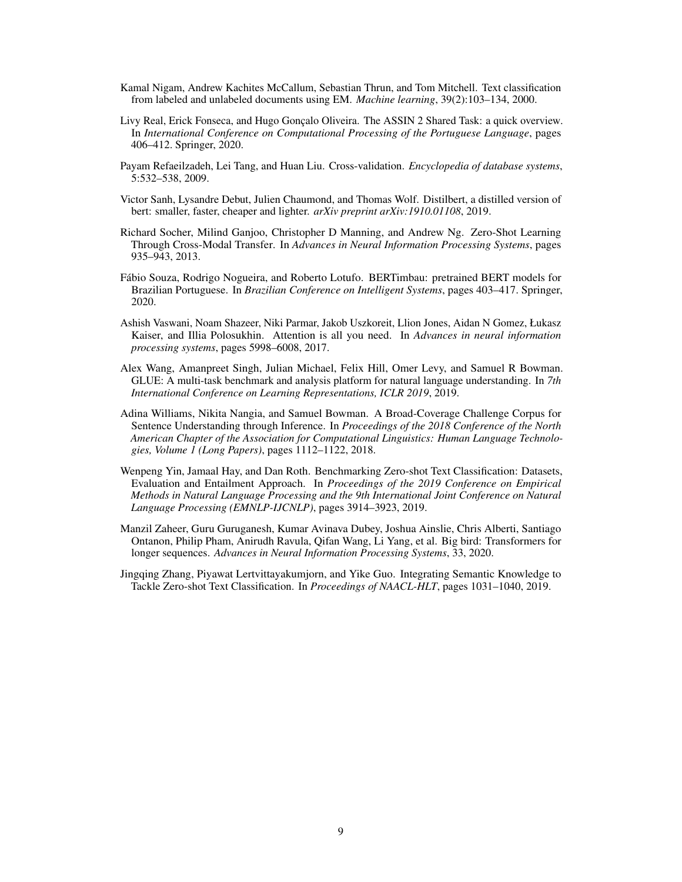Kamal Nigam, Andrew Kachites McCallum, Sebastian Thrun, and Tom Mitchell. Text classification from labeled and unlabeled documents using EM. *Machine learning*, 39(2):103–134, 2000.

Livy Real, Erick Fonseca, and Hugo Gonçalo Oliveira. The ASSIN 2 Shared Task: a quick overview. In *International Conference on Computational Processing of the Portuguese Language*, pages 406–412. Springer, 2020.

Payam Refaeilzadeh, Lei Tang, and Huan Liu. Cross-validation. *Encyclopedia of database systems*, 5:532–538, 2009.

Victor Sanh, Lysandre Debut, Julien Chaumond, and Thomas Wolf. Distilbert, a distilled version of bert: smaller, faster, cheaper and lighter. *arXiv preprint arXiv:1910.01108*, 2019.

Richard Socher, Milind Ganjoo, Christopher D Manning, and Andrew Ng. Zero-Shot Learning Through Cross-Modal Transfer. In *Advances in Neural Information Processing Systems*, pages 935–943, 2013.

Fábio Souza, Rodrigo Nogueira, and Roberto Lotufo. BERTimbau: pretrained BERT models for Brazilian Portuguese. In *Brazilian Conference on Intelligent Systems*, pages 403–417. Springer, 2020.

Ashish Vaswani, Noam Shazeer, Niki Parmar, Jakob Uszkoreit, Llion Jones, Aidan N Gomez, Łukasz Kaiser, and Illia Polosukhin. Attention is all you need. In *Advances in neural information processing systems*, pages 5998–6008, 2017.

Alex Wang, Amanpreet Singh, Julian Michael, Felix Hill, Omer Levy, and Samuel R Bowman. GLUE: A multi-task benchmark and analysis platform for natural language understanding. In *7th International Conference on Learning Representations, ICLR 2019*, 2019.

Adina Williams, Nikita Nangia, and Samuel Bowman. A Broad-Coverage Challenge Corpus for Sentence Understanding through Inference. In *Proceedings of the 2018 Conference of the North American Chapter of the Association for Computational Linguistics: Human Language Technologies, Volume 1 (Long Papers)*, pages 1112–1122, 2018.

Wenpeng Yin, Jamaal Hay, and Dan Roth. Benchmarking Zero-shot Text Classification: Datasets, Evaluation and Entailment Approach. In *Proceedings of the 2019 Conference on Empirical Methods in Natural Language Processing and the 9th International Joint Conference on Natural Language Processing (EMNLP-IJCNLP)*, pages 3914–3923, 2019.

Manzil Zaheer, Guru Guruganesh, Kumar Avinava Dubey, Joshua Ainslie, Chris Alberti, Santiago Ontanon, Philip Pham, Anirudh Ravula, Qifan Wang, Li Yang, et al. Big bird: Transformers for longer sequences. *Advances in Neural Information Processing Systems*, 33, 2020.

Jingqing Zhang, Piyawat Lertvittayakumjorn, and Yike Guo. Integrating Semantic Knowledge to Tackle Zero-shot Text Classification. In *Proceedings of NAACL-HLT*, pages 1031–1040, 2019.